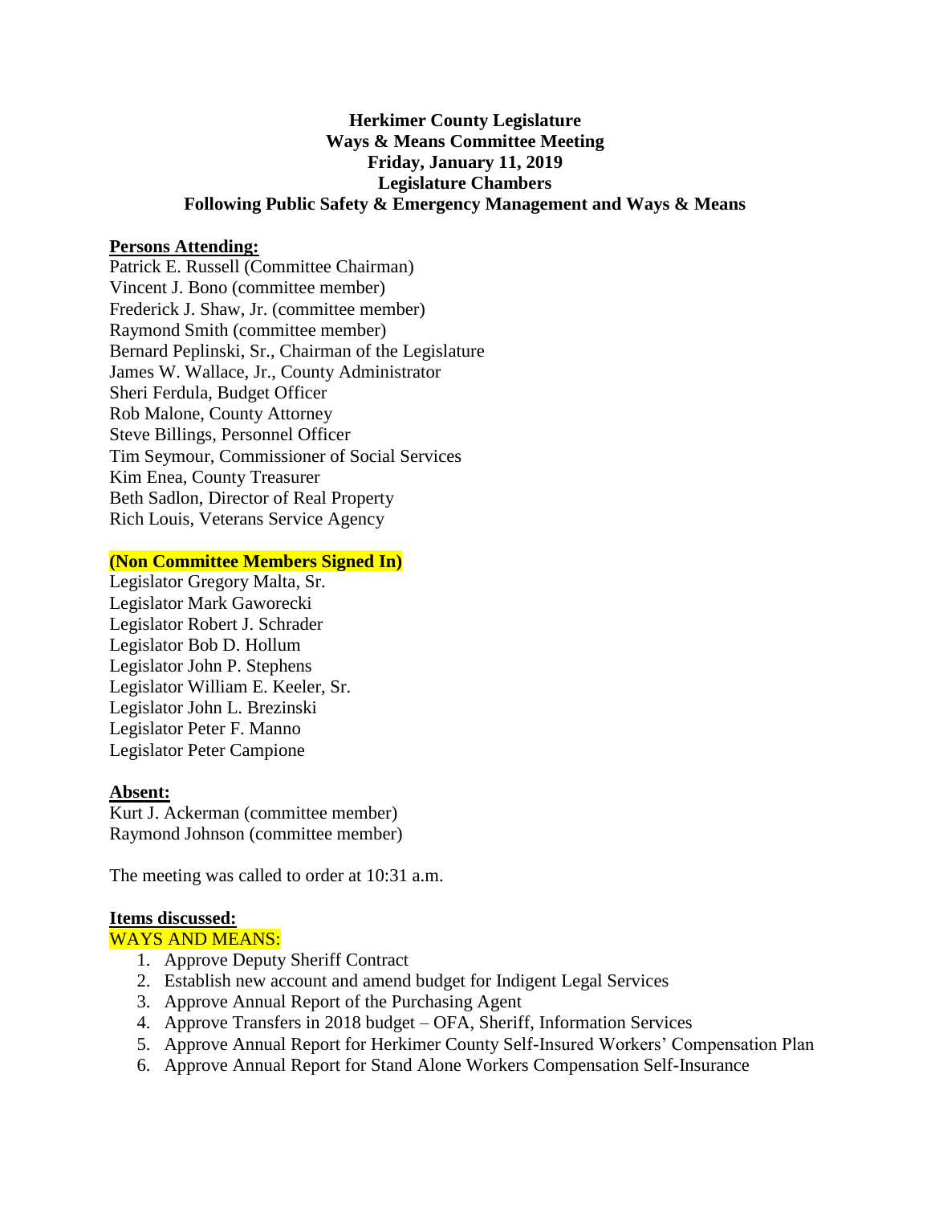**Herkimer County Legislature**
**Ways & Means Committee Meeting**
**Friday, January 11, 2019**
**Legislature Chambers**
**Following Public Safety & Emergency Management and Ways & Means**

**Persons Attending:**

Patrick E. Russell (Committee Chairman)
Vincent J. Bono (committee member)
Frederick J. Shaw, Jr. (committee member)
Raymond Smith (committee member)
Bernard Peplinski, Sr., Chairman of the Legislature
James W. Wallace, Jr., County Administrator
Sheri Ferdula, Budget Officer
Rob Malone, County Attorney
Steve Billings, Personnel Officer
Tim Seymour, Commissioner of Social Services
Kim Enea, County Treasurer
Beth Sadlon, Director of Real Property
Rich Louis, Veterans Service Agency

**(Non Committee Members Signed In)**

Legislator Gregory Malta, Sr.
Legislator Mark Gaworecki
Legislator Robert J. Schrader
Legislator Bob D. Hollum
Legislator John P. Stephens
Legislator William E. Keeler, Sr.
Legislator John L. Brezinski
Legislator Peter F. Manno
Legislator Peter Campione

**Absent:**

Kurt J. Ackerman (committee member)
Raymond Johnson (committee member)

The meeting was called to order at 10:31 a.m.

**Items discussed:**

WAYS AND MEANS:

1. Approve Deputy Sheriff Contract
2. Establish new account and amend budget for Indigent Legal Services
3. Approve Annual Report of the Purchasing Agent
4. Approve Transfers in 2018 budget – OFA, Sheriff, Information Services
5. Approve Annual Report for Herkimer County Self-Insured Workers' Compensation Plan
6. Approve Annual Report for Stand Alone Workers Compensation Self-Insurance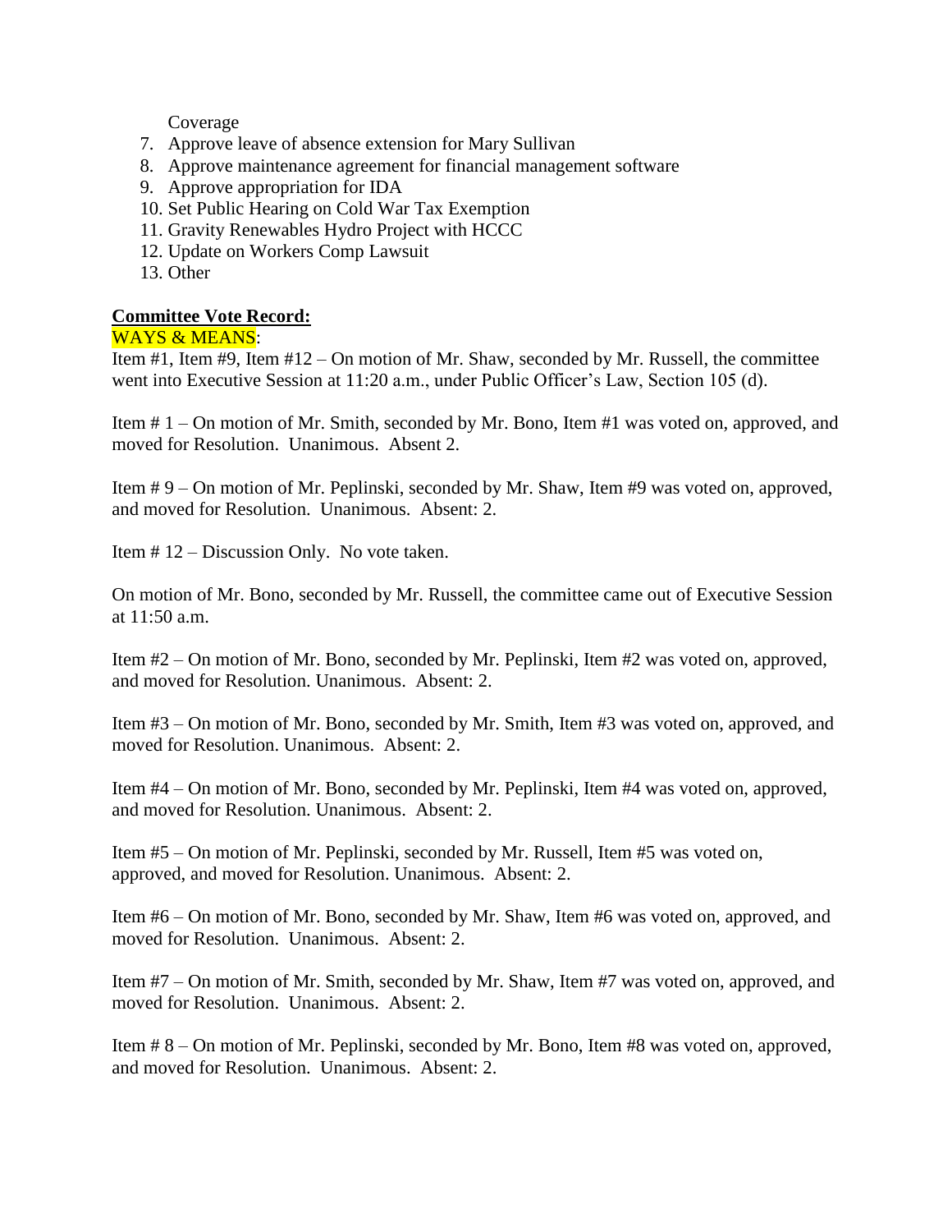Coverage

7. Approve leave of absence extension for Mary Sullivan
8. Approve maintenance agreement for financial management software
9. Approve appropriation for IDA
10. Set Public Hearing on Cold War Tax Exemption
11. Gravity Renewables Hydro Project with HCCC
12. Update on Workers Comp Lawsuit
13. Other

**Committee Vote Record:**

WAYS & MEANS:

Item #1, Item #9, Item #12 – On motion of Mr. Shaw, seconded by Mr. Russell, the committee went into Executive Session at 11:20 a.m., under Public Officer's Law, Section 105 (d).

Item # 1 – On motion of Mr. Smith, seconded by Mr. Bono, Item #1 was voted on, approved, and moved for Resolution. Unanimous. Absent 2.

Item # 9 – On motion of Mr. Peplinski, seconded by Mr. Shaw, Item #9 was voted on, approved, and moved for Resolution. Unanimous. Absent: 2.

Item # 12 – Discussion Only. No vote taken.

On motion of Mr. Bono, seconded by Mr. Russell, the committee came out of Executive Session at 11:50 a.m.

Item #2 – On motion of Mr. Bono, seconded by Mr. Peplinski, Item #2 was voted on, approved, and moved for Resolution. Unanimous. Absent: 2.

Item #3 – On motion of Mr. Bono, seconded by Mr. Smith, Item #3 was voted on, approved, and moved for Resolution. Unanimous. Absent: 2.

Item #4 – On motion of Mr. Bono, seconded by Mr. Peplinski, Item #4 was voted on, approved, and moved for Resolution. Unanimous. Absent: 2.

Item #5 – On motion of Mr. Peplinski, seconded by Mr. Russell, Item #5 was voted on, approved, and moved for Resolution. Unanimous. Absent: 2.

Item #6 – On motion of Mr. Bono, seconded by Mr. Shaw, Item #6 was voted on, approved, and moved for Resolution. Unanimous. Absent: 2.

Item #7 – On motion of Mr. Smith, seconded by Mr. Shaw, Item #7 was voted on, approved, and moved for Resolution. Unanimous. Absent: 2.

Item # 8 – On motion of Mr. Peplinski, seconded by Mr. Bono, Item #8 was voted on, approved, and moved for Resolution. Unanimous. Absent: 2.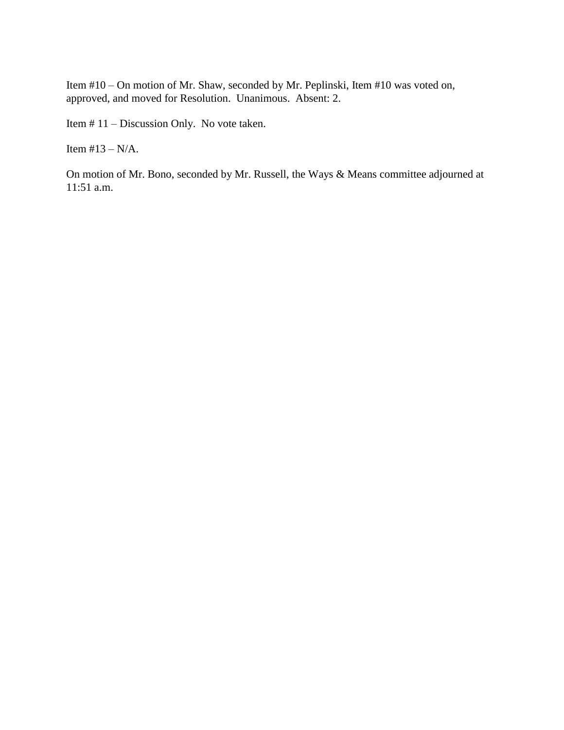Item #10 – On motion of Mr. Shaw, seconded by Mr. Peplinski, Item #10 was voted on, approved, and moved for Resolution. Unanimous. Absent: 2.

Item # 11 – Discussion Only. No vote taken.

Item #13 – N/A.

On motion of Mr. Bono, seconded by Mr. Russell, the Ways & Means committee adjourned at 11:51 a.m.